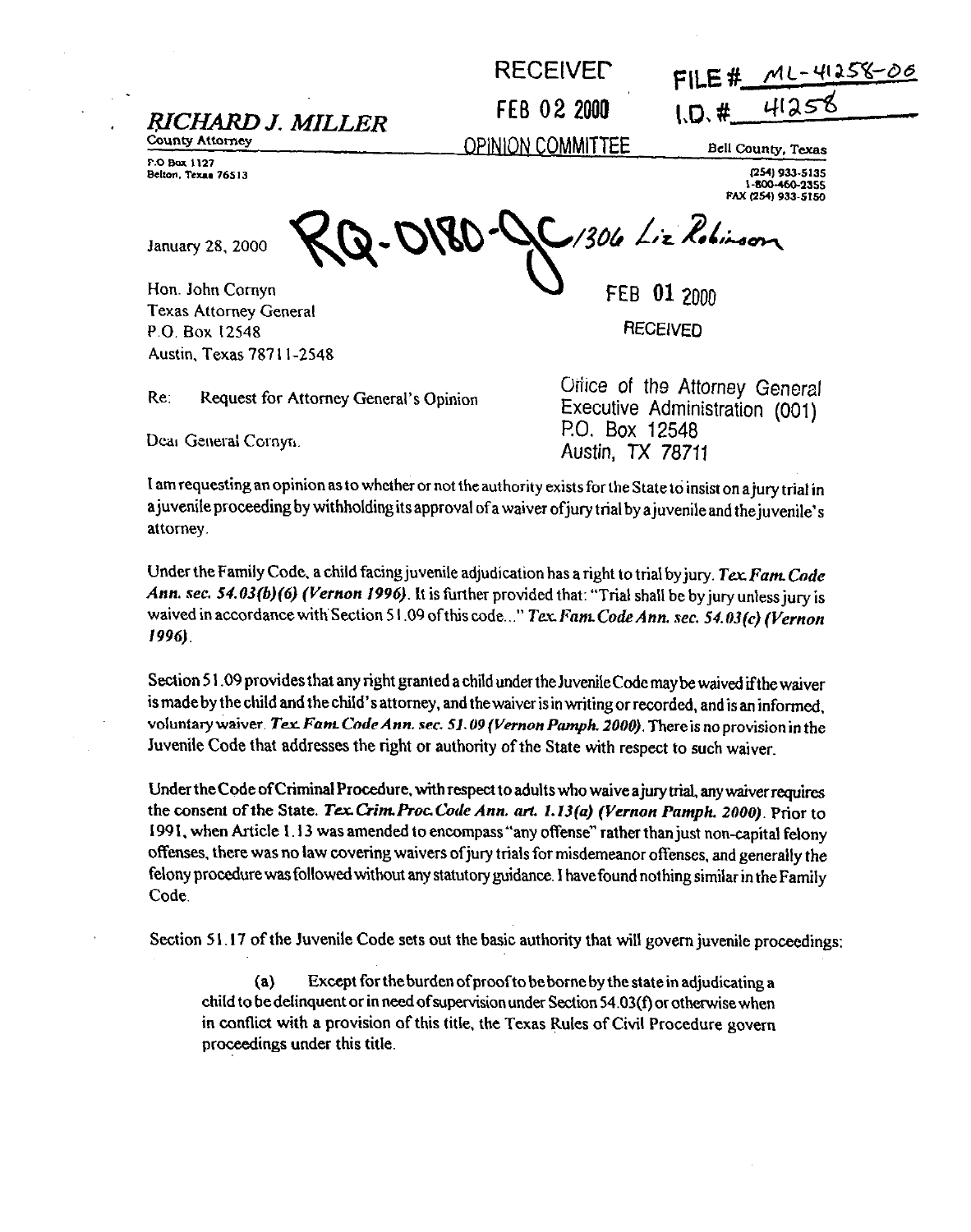RECEIVED

FEB 02 2000

OPINION COMMITTEE

FILE # ML-41258-00

I.D. # 41258

**RICHARD J. MILLER**
County Attorney

P.O Box 1127
Belton, Texas 76513

Bell County, Texas

(254) 933-5135
1-800-460-2355
FAX (254) 933-5150

January 28, 2000

RQ-0180-JC / 306 Liz Robinson

Hon. John Cornyn
Texas Attorney General
P.O. Box 12548
Austin, Texas 78711-2548

FEB 01 2000

RECEIVED

Office of the Attorney General
Executive Administration (001)
P.O. Box 12548
Austin, TX 78711

Re: Request for Attorney General's Opinion

Dear General Cornyn.

I am requesting an opinion as to whether or not the authority exists for the State to insist on a jury trial in a juvenile proceeding by withholding its approval of a waiver of jury trial by a juvenile and the juvenile's attorney.

Under the Family Code, a child facing juvenile adjudication has a right to trial by jury. *Tex. Fam. Code Ann. sec. 54.03(b)(6) (Vernon 1996)*. It is further provided that: "Trial shall be by jury unless jury is waived in accordance with Section 51.09 of this code..." *Tex. Fam. Code Ann. sec. 54.03(c) (Vernon 1996)*.

Section 51.09 provides that any right granted a child under the Juvenile Code may be waived if the waiver is made by the child and the child's attorney, and the waiver is in writing or recorded, and is an informed, voluntary waiver. *Tex. Fam. Code Ann. sec. 51.09 (Vernon Pamph. 2000)*. There is no provision in the Juvenile Code that addresses the right or authority of the State with respect to such waiver.

Under the Code of Criminal Procedure, with respect to adults who waive a jury trial, any waiver requires the consent of the State. *Tex. Crim. Proc. Code Ann. art. 1.13(a) (Vernon Pamph. 2000)*. Prior to 1991, when Article 1.13 was amended to encompass "any offense" rather than just non-capital felony offenses, there was no law covering waivers of jury trials for misdemeanor offenses, and generally the felony procedure was followed without any statutory guidance. I have found nothing similar in the Family Code.

Section 51.17 of the Juvenile Code sets out the basic authority that will govern juvenile proceedings:

> (a) Except for the burden of proof to be borne by the state in adjudicating a child to be delinquent or in need of supervision under Section 54.03(f) or otherwise when in conflict with a provision of this title, the Texas Rules of Civil Procedure govern proceedings under this title.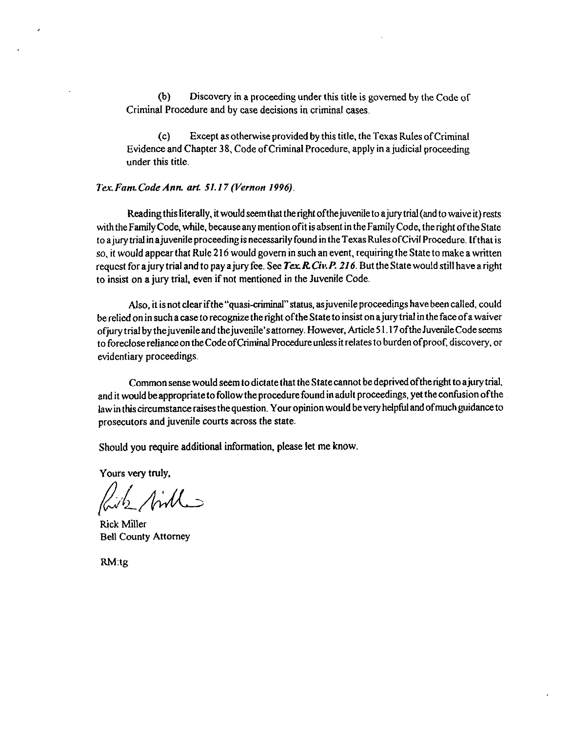(b) Discovery in a proceeding under this title is governed by the Code of Criminal Procedure and by case decisions in criminal cases.

(c) Except as otherwise provided by this title, the Texas Rules of Criminal Evidence and Chapter 38, Code of Criminal Procedure, apply in a judicial proceeding under this title.

*Tex. Fam. Code Ann. art. 51.17 (Vernon 1996).*

Reading this literally, it would seem that the right of the juvenile to a jury trial (and to waive it) rests with the Family Code, while, because any mention of it is absent in the Family Code, the right of the State to a jury trial in a juvenile proceeding is necessarily found in the Texas Rules of Civil Procedure. If that is so, it would appear that Rule 216 would govern in such an event, requiring the State to make a written request for a jury trial and to pay a jury fee. See ***Tex. R. Civ. P. 216***. But the State would still have a right to insist on a jury trial, even if not mentioned in the Juvenile Code.

Also, it is not clear if the "quasi-criminal" status, as juvenile proceedings have been called, could be relied on in such a case to recognize the right of the State to insist on a jury trial in the face of a waiver of jury trial by the juvenile and the juvenile's attorney. However, Article 51.17 of the Juvenile Code seems to foreclose reliance on the Code of Criminal Procedure unless it relates to burden of proof, discovery, or evidentiary proceedings.

Common sense would seem to dictate that the State cannot be deprived of the right to a jury trial, and it would be appropriate to follow the procedure found in adult proceedings, yet the confusion of the law in this circumstance raises the question. Your opinion would be very helpful and of much guidance to prosecutors and juvenile courts across the state.

Should you require additional information, please let me know.

Yours very truly,

Rick Miller

Rick Miller
Bell County Attorney

RM:tg